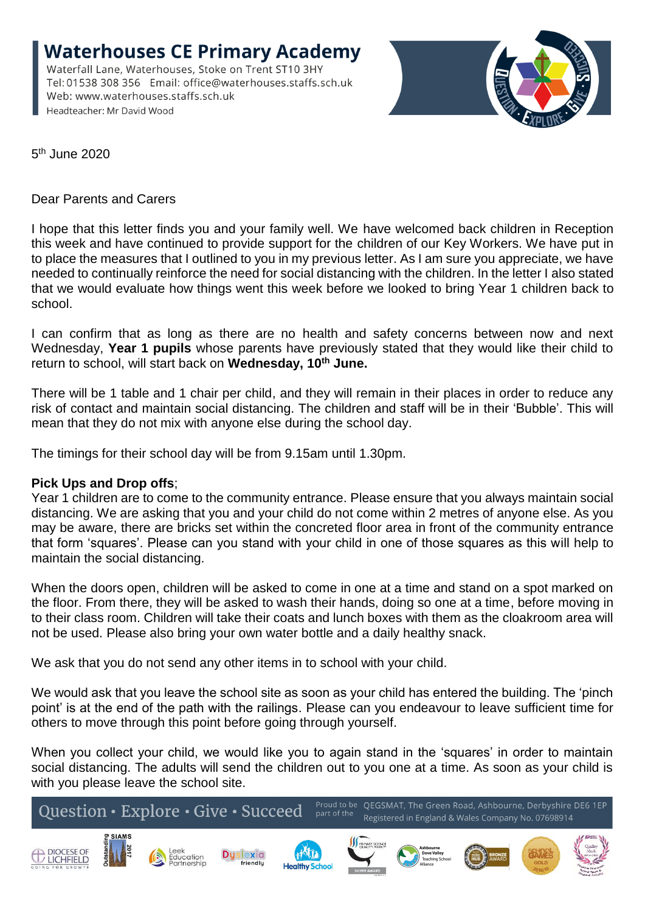# Waterhouses CE Primary Academy

Waterfall Lane, Waterhouses, Stoke on Trent ST10 3HY
Tel: 01538 308 356 Email: office@waterhouses.staffs.sch.uk
Web: www.waterhouses.staffs.sch.uk
Headteacher: Mr David Wood

5th June 2020

Dear Parents and Carers

I hope that this letter finds you and your family well. We have welcomed back children in Reception this week and have continued to provide support for the children of our Key Workers. We have put in to place the measures that I outlined to you in my previous letter. As I am sure you appreciate, we have needed to continually reinforce the need for social distancing with the children. In the letter I also stated that we would evaluate how things went this week before we looked to bring Year 1 children back to school.

I can confirm that as long as there are no health and safety concerns between now and next Wednesday, **Year 1 pupils** whose parents have previously stated that they would like their child to return to school, will start back on **Wednesday, 10th June.**

There will be 1 table and 1 chair per child, and they will remain in their places in order to reduce any risk of contact and maintain social distancing. The children and staff will be in their 'Bubble'. This will mean that they do not mix with anyone else during the school day.

The timings for their school day will be from 9.15am until 1.30pm.

**Pick Ups and Drop offs**;
Year 1 children are to come to the community entrance. Please ensure that you always maintain social distancing. We are asking that you and your child do not come within 2 metres of anyone else. As you may be aware, there are bricks set within the concreted floor area in front of the community entrance that form 'squares'. Please can you stand with your child in one of those squares as this will help to maintain the social distancing.

When the doors open, children will be asked to come in one at a time and stand on a spot marked on the floor. From there, they will be asked to wash their hands, doing so one at a time, before moving in to their class room. Children will take their coats and lunch boxes with them as the cloakroom area will not be used. Please also bring your own water bottle and a daily healthy snack.

We ask that you do not send any other items in to school with your child.

We would ask that you leave the school site as soon as your child has entered the building. The 'pinch point' is at the end of the path with the railings. Please can you endeavour to leave sufficient time for others to move through this point before going through yourself.

When you collect your child, we would like you to again stand in the 'squares' in order to maintain social distancing. The adults will send the children out to you one at a time. As soon as your child is with you please leave the school site.

Question • Explore • Give • Succeed — Proud to be part of the QEGSMAT, The Green Road, Ashbourne, Derbyshire DE6 1EP. Registered in England & Wales Company No. 07698914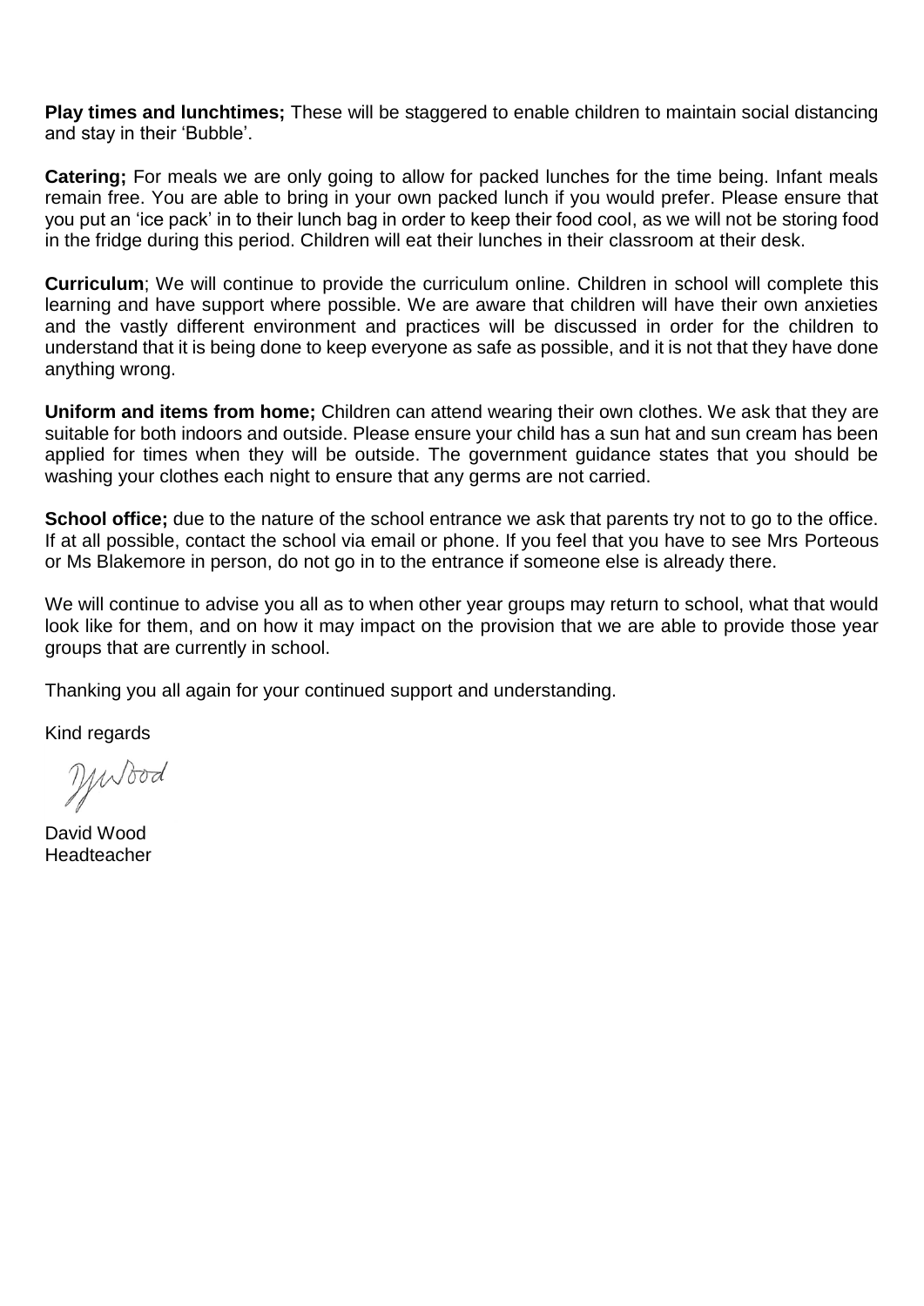**Play times and lunchtimes;** These will be staggered to enable children to maintain social distancing and stay in their 'Bubble'.

**Catering;** For meals we are only going to allow for packed lunches for the time being. Infant meals remain free. You are able to bring in your own packed lunch if you would prefer. Please ensure that you put an 'ice pack' in to their lunch bag in order to keep their food cool, as we will not be storing food in the fridge during this period. Children will eat their lunches in their classroom at their desk.

**Curriculum**; We will continue to provide the curriculum online. Children in school will complete this learning and have support where possible. We are aware that children will have their own anxieties and the vastly different environment and practices will be discussed in order for the children to understand that it is being done to keep everyone as safe as possible, and it is not that they have done anything wrong.

**Uniform and items from home;** Children can attend wearing their own clothes. We ask that they are suitable for both indoors and outside. Please ensure your child has a sun hat and sun cream has been applied for times when they will be outside. The government guidance states that you should be washing your clothes each night to ensure that any germs are not carried.

**School office;** due to the nature of the school entrance we ask that parents try not to go to the office. If at all possible, contact the school via email or phone. If you feel that you have to see Mrs Porteous or Ms Blakemore in person, do not go in to the entrance if someone else is already there.

We will continue to advise you all as to when other year groups may return to school, what that would look like for them, and on how it may impact on the provision that we are able to provide those year groups that are currently in school.

Thanking you all again for your continued support and understanding.

Kind regards

David Wood
Headteacher